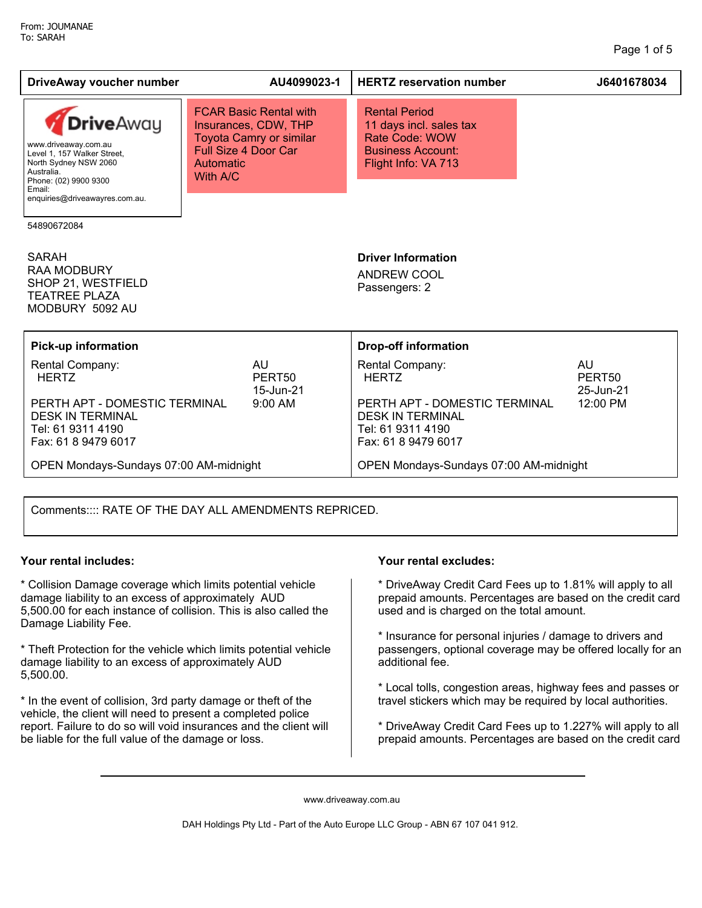From: JOUMANAE
To: SARAH

| DriveAway voucher number | AU4099023-1 | HERTZ reservation number | J6401678034 |
|---|---|---|---|

**DriveAway**
www.driveaway.com.au
Level 1, 157 Walker Street,
North Sydney NSW 2060
Australia.
Phone: (02) 9900 9300
Email:
enquiries@driveawayres.com.au.

54890672084

FCAR Basic Rental with Insurances, CDW, THP
Toyota Camry or similar
Full Size 4 Door Car
Automatic
With A/C

Rental Period
11 days incl. sales tax
Rate Code: WOW
Business Account:
Flight Info: VA 713

SARAH
RAA MODBURY
SHOP 21, WESTFIELD
TEATREE PLAZA
MODBURY 5092 AU

**Driver Information**
ANDREW COOL
Passengers: 2

| Pick-up information | | Drop-off information | |
|---|---|---|---|
| Rental Company: HERTZ | AU PERT50 15-Jun-21 9:00 AM | Rental Company: HERTZ | AU PERT50 25-Jun-21 12:00 PM |
| PERTH APT - DOMESTIC TERMINAL<br>DESK IN TERMINAL<br>Tel: 61 9311 4190<br>Fax: 61 8 9479 6017 | | PERTH APT - DOMESTIC TERMINAL<br>DESK IN TERMINAL<br>Tel: 61 9311 4190<br>Fax: 61 8 9479 6017 | |
| OPEN Mondays-Sundays 07:00 AM-midnight | | OPEN Mondays-Sundays 07:00 AM-midnight | |

Comments:::: RATE OF THE DAY ALL AMENDMENTS REPRICED.

**Your rental includes:**

* Collision Damage coverage which limits potential vehicle damage liability to an excess of approximately AUD 5,500.00 for each instance of collision. This is also called the Damage Liability Fee.

* Theft Protection for the vehicle which limits potential vehicle damage liability to an excess of approximately AUD 5,500.00.

* In the event of collision, 3rd party damage or theft of the vehicle, the client will need to present a completed police report. Failure to do so will void insurances and the client will be liable for the full value of the damage or loss.

**Your rental excludes:**

* DriveAway Credit Card Fees up to 1.81% will apply to all prepaid amounts. Percentages are based on the credit card used and is charged on the total amount.

* Insurance for personal injuries / damage to drivers and passengers, optional coverage may be offered locally for an additional fee.

* Local tolls, congestion areas, highway fees and passes or travel stickers which may be required by local authorities.

* DriveAway Credit Card Fees up to 1.227% will apply to all prepaid amounts. Percentages are based on the credit card

www.driveaway.com.au

DAH Holdings Pty Ltd - Part of the Auto Europe LLC Group - ABN 67 107 041 912.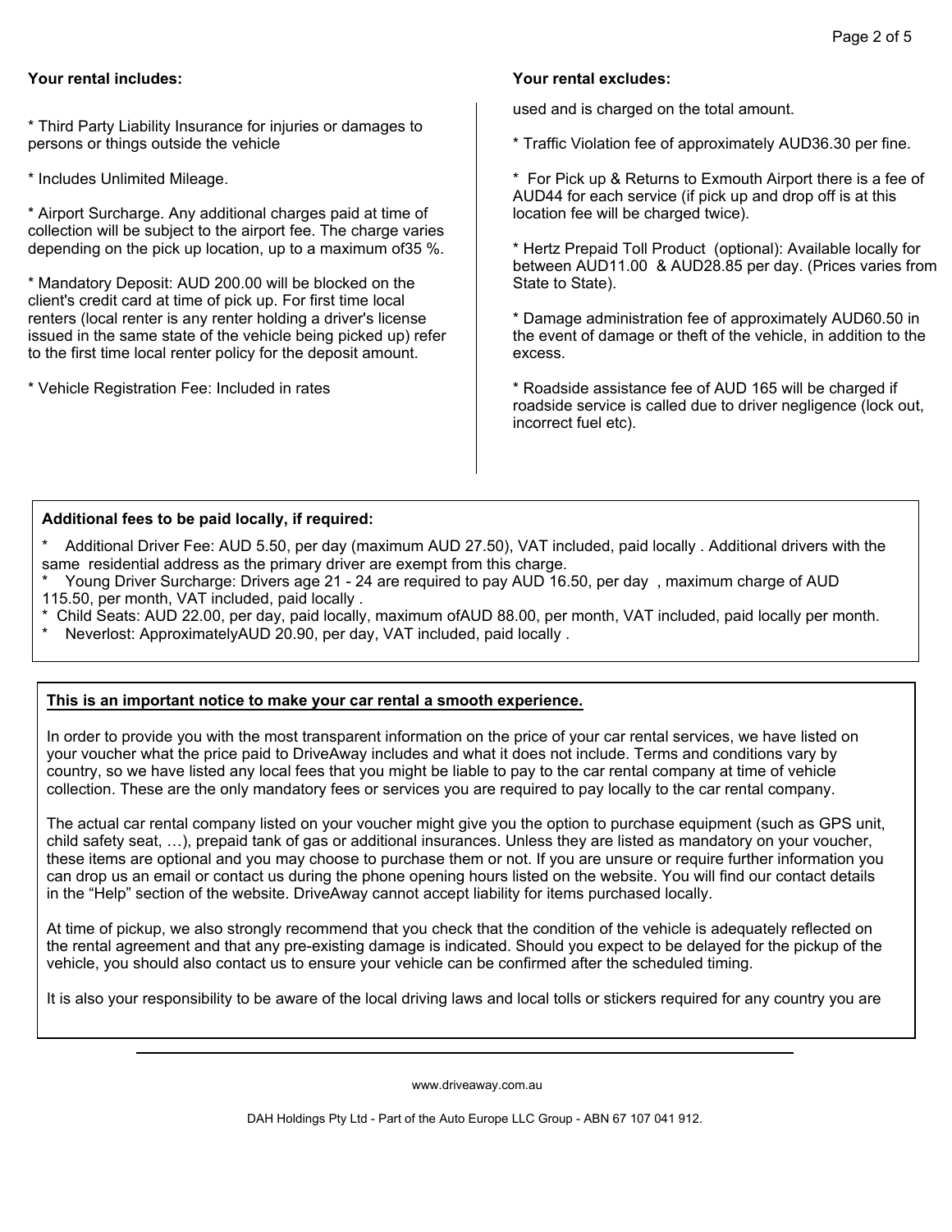**Your rental includes:**

* Third Party Liability Insurance for injuries or damages to persons or things outside the vehicle

* Includes Unlimited Mileage.

* Airport Surcharge. Any additional charges paid at time of collection will be subject to the airport fee. The charge varies depending on the pick up location, up to a maximum of35 %.

* Mandatory Deposit: AUD 200.00 will be blocked on the client's credit card at time of pick up. For first time local renters (local renter is any renter holding a driver's license issued in the same state of the vehicle being picked up) refer to the first time local renter policy for the deposit amount.

* Vehicle Registration Fee: Included in rates

**Your rental excludes:**

used and is charged on the total amount.

* Traffic Violation fee of approximately AUD36.30 per fine.

* For Pick up & Returns to Exmouth Airport there is a fee of AUD44 for each service (if pick up and drop off is at this location fee will be charged twice).

* Hertz Prepaid Toll Product (optional): Available locally for between AUD11.00 & AUD28.85 per day. (Prices varies from State to State).

* Damage administration fee of approximately AUD60.50 in the event of damage or theft of the vehicle, in addition to the excess.

* Roadside assistance fee of AUD 165 will be charged if roadside service is called due to driver negligence (lock out, incorrect fuel etc).

**Additional fees to be paid locally, if required:**

* Additional Driver Fee: AUD 5.50, per day (maximum AUD 27.50), VAT included, paid locally . Additional drivers with the same residential address as the primary driver are exempt from this charge.
* Young Driver Surcharge: Drivers age 21 - 24 are required to pay AUD 16.50, per day , maximum charge of AUD 115.50, per month, VAT included, paid locally .
* Child Seats: AUD 22.00, per day, paid locally, maximum ofAUD 88.00, per month, VAT included, paid locally per month.
* Neverlost: ApproximatelyAUD 20.90, per day, VAT included, paid locally .

**This is an important notice to make your car rental a smooth experience.**

In order to provide you with the most transparent information on the price of your car rental services, we have listed on your voucher what the price paid to DriveAway includes and what it does not include. Terms and conditions vary by country, so we have listed any local fees that you might be liable to pay to the car rental company at time of vehicle collection. These are the only mandatory fees or services you are required to pay locally to the car rental company.

The actual car rental company listed on your voucher might give you the option to purchase equipment (such as GPS unit, child safety seat, …), prepaid tank of gas or additional insurances. Unless they are listed as mandatory on your voucher, these items are optional and you may choose to purchase them or not. If you are unsure or require further information you can drop us an email or contact us during the phone opening hours listed on the website. You will find our contact details in the “Help” section of the website. DriveAway cannot accept liability for items purchased locally.

At time of pickup, we also strongly recommend that you check that the condition of the vehicle is adequately reflected on the rental agreement and that any pre-existing damage is indicated. Should you expect to be delayed for the pickup of the vehicle, you should also contact us to ensure your vehicle can be confirmed after the scheduled timing.

It is also your responsibility to be aware of the local driving laws and local tolls or stickers required for any country you are

www.driveaway.com.au

DAH Holdings Pty Ltd - Part of the Auto Europe LLC Group - ABN 67 107 041 912.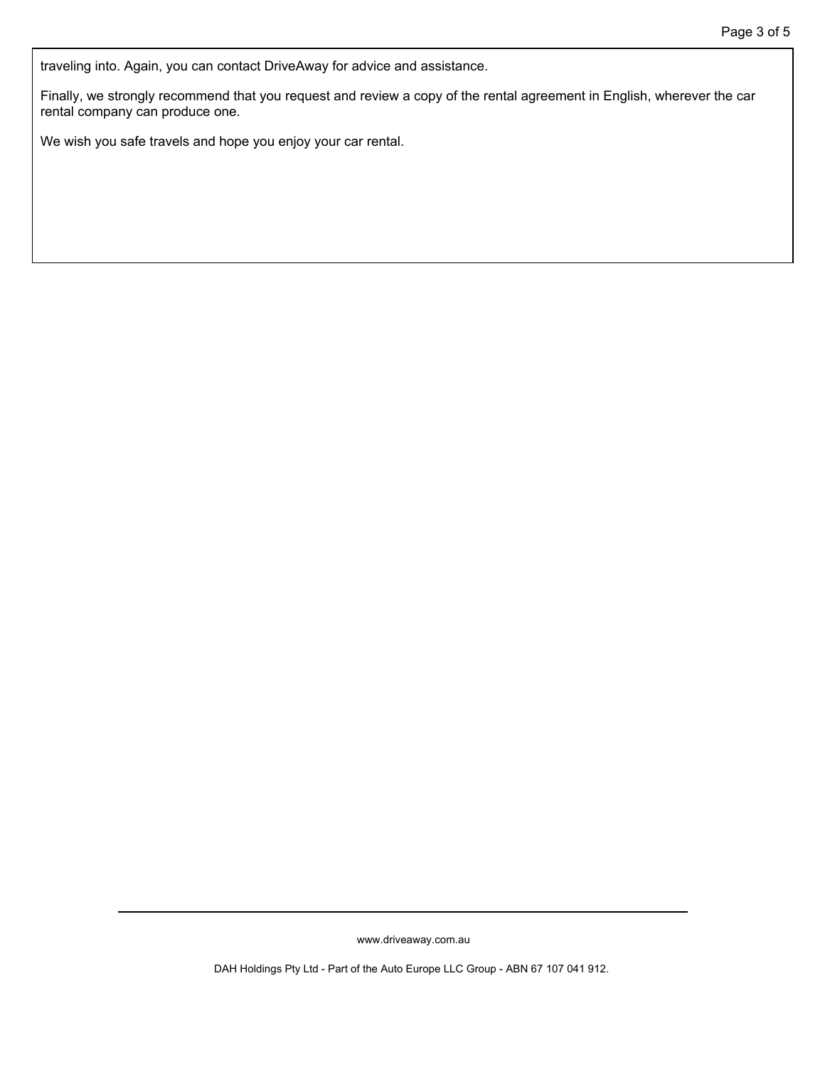traveling into. Again, you can contact DriveAway for advice and assistance.

Finally, we strongly recommend that you request and review a copy of the rental agreement in English, wherever the car rental company can produce one.

We wish you safe travels and hope you enjoy your car rental.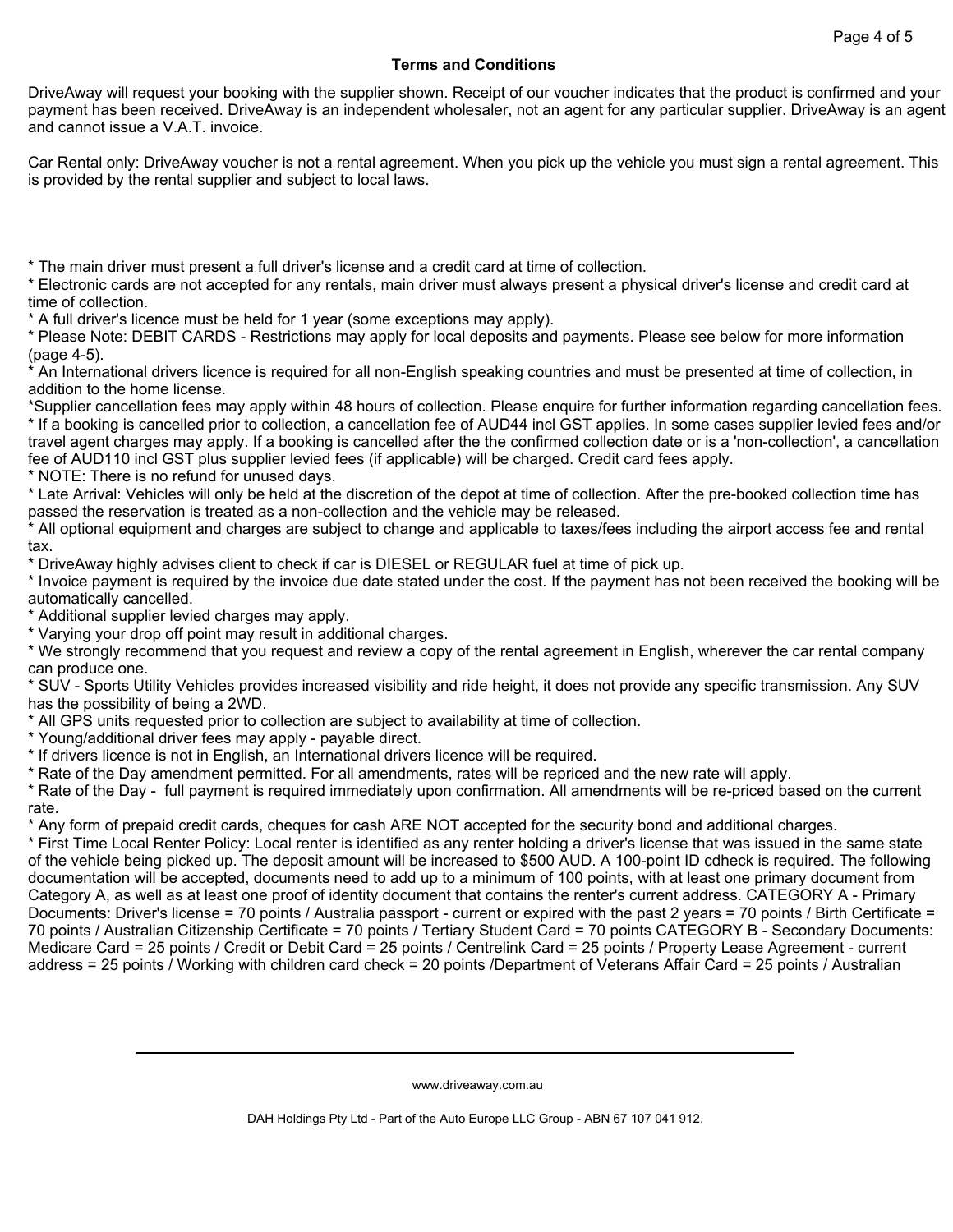## Terms and Conditions

DriveAway will request your booking with the supplier shown. Receipt of our voucher indicates that the product is confirmed and your payment has been received. DriveAway is an independent wholesaler, not an agent for any particular supplier. DriveAway is an agent and cannot issue a V.A.T. invoice.

Car Rental only: DriveAway voucher is not a rental agreement. When you pick up the vehicle you must sign a rental agreement. This is provided by the rental supplier and subject to local laws.

* The main driver must present a full driver's license and a credit card at time of collection.
* Electronic cards are not accepted for any rentals, main driver must always present a physical driver's license and credit card at time of collection.
* A full driver's licence must be held for 1 year (some exceptions may apply).
* Please Note: DEBIT CARDS - Restrictions may apply for local deposits and payments. Please see below for more information (page 4-5).
* An International drivers licence is required for all non-English speaking countries and must be presented at time of collection, in addition to the home license.
*Supplier cancellation fees may apply within 48 hours of collection. Please enquire for further information regarding cancellation fees.
* If a booking is cancelled prior to collection, a cancellation fee of AUD44 incl GST applies. In some cases supplier levied fees and/or travel agent charges may apply. If a booking is cancelled after the the confirmed collection date or is a 'non-collection', a cancellation fee of AUD110 incl GST plus supplier levied fees (if applicable) will be charged. Credit card fees apply.
* NOTE: There is no refund for unused days.
* Late Arrival: Vehicles will only be held at the discretion of the depot at time of collection. After the pre-booked collection time has passed the reservation is treated as a non-collection and the vehicle may be released.
* All optional equipment and charges are subject to change and applicable to taxes/fees including the airport access fee and rental tax.
* DriveAway highly advises client to check if car is DIESEL or REGULAR fuel at time of pick up.
* Invoice payment is required by the invoice due date stated under the cost. If the payment has not been received the booking will be automatically cancelled.
* Additional supplier levied charges may apply.
* Varying your drop off point may result in additional charges.
* We strongly recommend that you request and review a copy of the rental agreement in English, wherever the car rental company can produce one.
* SUV - Sports Utility Vehicles provides increased visibility and ride height, it does not provide any specific transmission. Any SUV has the possibility of being a 2WD.
* All GPS units requested prior to collection are subject to availability at time of collection.
* Young/additional driver fees may apply - payable direct.
* If drivers licence is not in English, an International drivers licence will be required.
* Rate of the Day amendment permitted. For all amendments, rates will be repriced and the new rate will apply.
* Rate of the Day - full payment is required immediately upon confirmation. All amendments will be re-priced based on the current rate.
* Any form of prepaid credit cards, cheques for cash ARE NOT accepted for the security bond and additional charges.
* First Time Local Renter Policy: Local renter is identified as any renter holding a driver's license that was issued in the same state of the vehicle being picked up. The deposit amount will be increased to $500 AUD. A 100-point ID cdheck is required. The following documentation will be accepted, documents need to add up to a minimum of 100 points, with at least one primary document from Category A, as well as at least one proof of identity document that contains the renter's current address. CATEGORY A - Primary Documents: Driver's license = 70 points / Australia passport - current or expired with the past 2 years = 70 points / Birth Certificate = 70 points / Australian Citizenship Certificate = 70 points / Tertiary Student Card = 70 points CATEGORY B - Secondary Documents: Medicare Card = 25 points / Credit or Debit Card = 25 points / Centrelink Card = 25 points / Property Lease Agreement - current address = 25 points / Working with children card check = 20 points /Department of Veterans Affair Card = 25 points / Australian

www.driveaway.com.au

DAH Holdings Pty Ltd - Part of the Auto Europe LLC Group - ABN 67 107 041 912.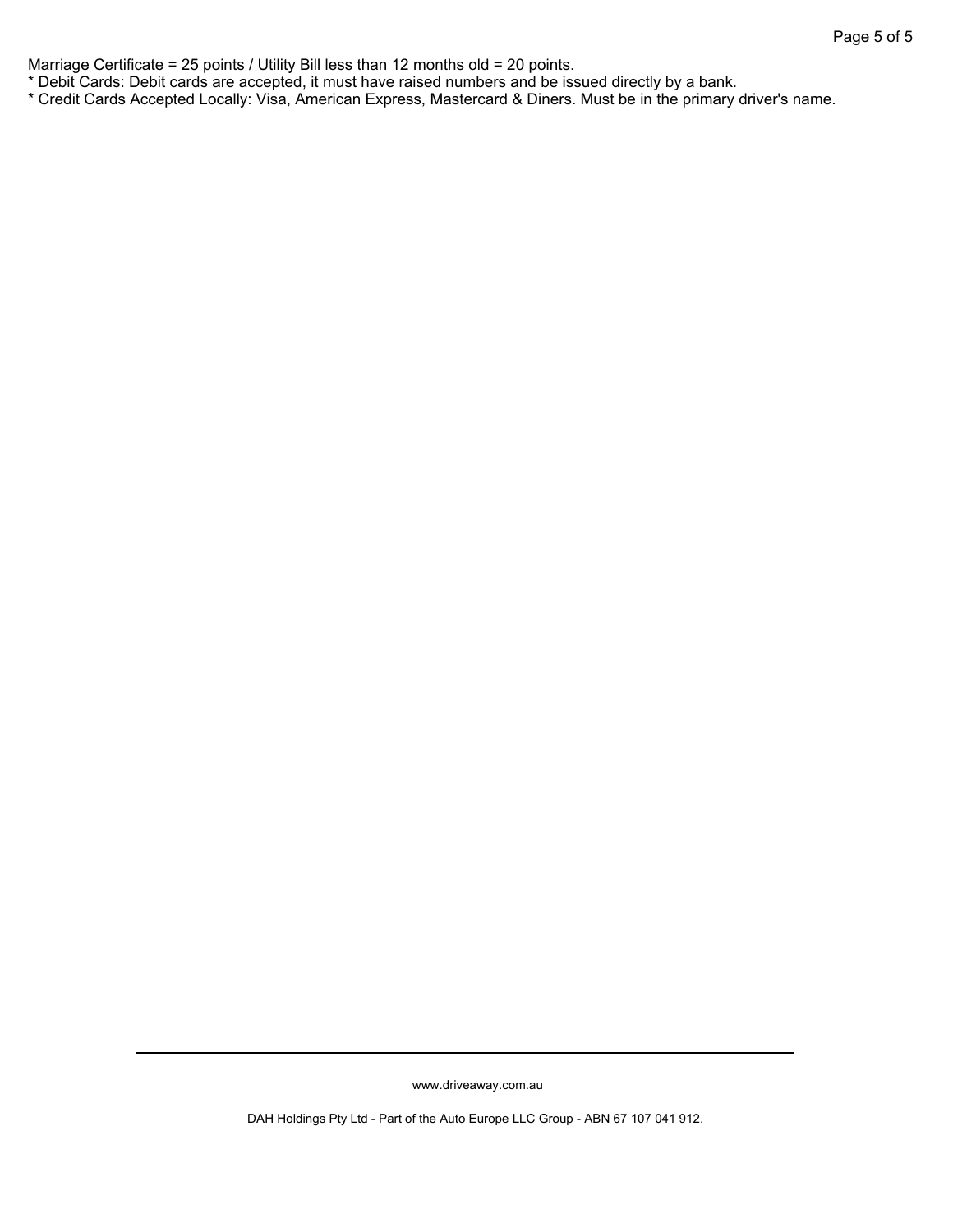Marriage Certificate = 25 points / Utility Bill less than 12 months old = 20 points.

* Debit Cards: Debit cards are accepted, it must have raised numbers and be issued directly by a bank.
* Credit Cards Accepted Locally: Visa, American Express, Mastercard & Diners. Must be in the primary driver's name.

www.driveaway.com.au

DAH Holdings Pty Ltd - Part of the Auto Europe LLC Group - ABN 67 107 041 912.